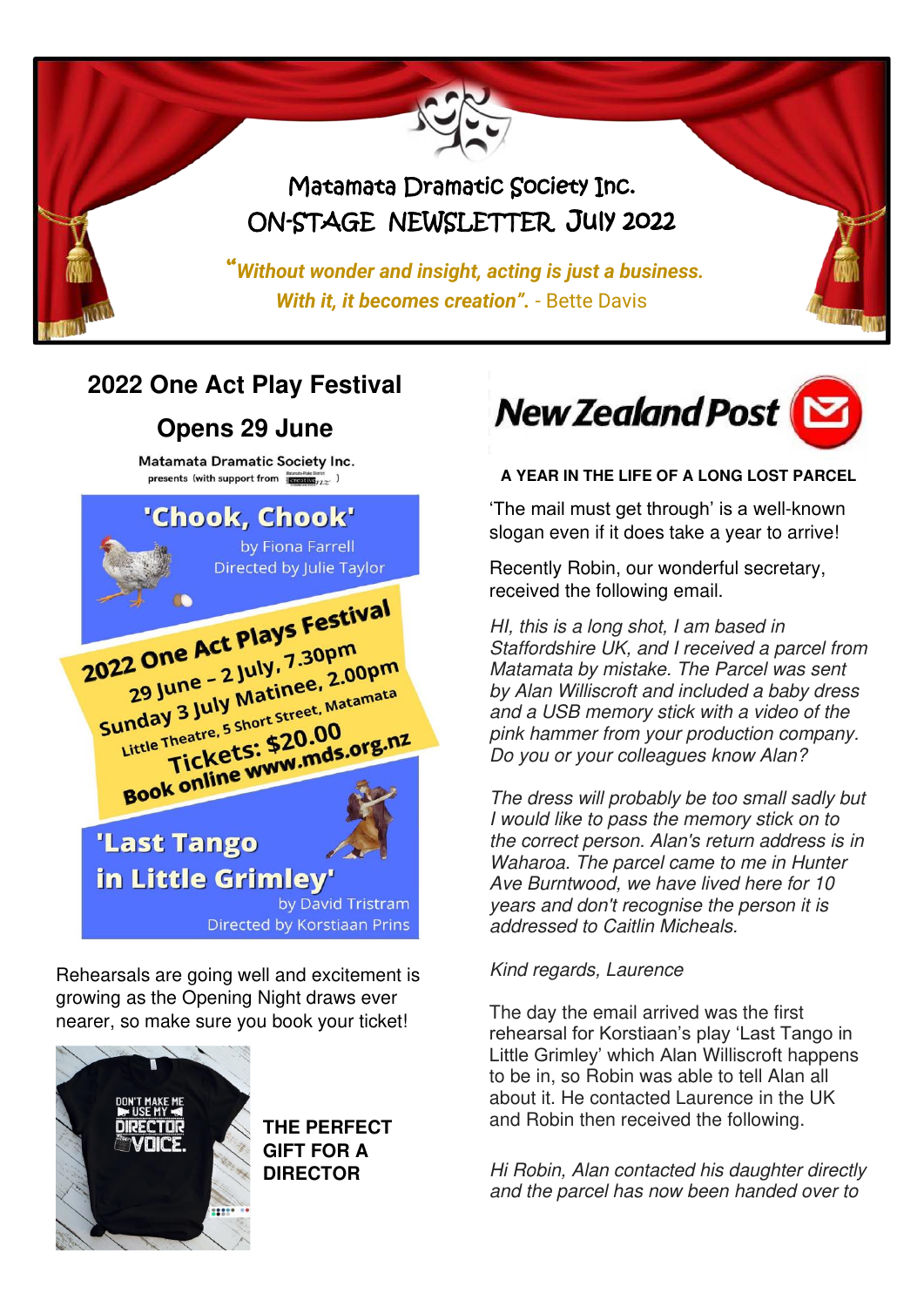# Matamata Dramatic Society Inc.

# ON-STAGE NEWSLETTER July 2022

*"Without wonder and insight, acting is just a business. With it, it becomes creation".* - Bette Davis

## 2022 One Act Play Festival

## Opens 29 June

Matamata Dramatic Society Inc.
presents (with support from creative )

**'Chook, Chook'**
by Fiona Farrell
Directed by Julie Taylor

**2022 One Act Plays Festival**
29 June – 2 July, 7.30pm
Sunday 3 July Matinee, 2.00pm
Little Theatre, 5 Short Street, Matamata
Tickets: $20.00
Book online www.mds.org.nz

**'Last Tango in Little Grimley'**
by David Tristram
Directed by Korstiaan Prins

Rehearsals are going well and excitement is growing as the Opening Night draws ever nearer, so make sure you book your ticket!

DON'T MAKE ME USE MY DIRECTOR VOICE.

**THE PERFECT GIFT FOR A DIRECTOR**

New Zealand Post

**A YEAR IN THE LIFE OF A LONG LOST PARCEL**

'The mail must get through' is a well-known slogan even if it does take a year to arrive!

Recently Robin, our wonderful secretary, received the following email.

*HI, this is a long shot, I am based in Staffordshire UK, and I received a parcel from Matamata by mistake. The Parcel was sent by Alan Williscroft and included a baby dress and a USB memory stick with a video of the pink hammer from your production company. Do you or your colleagues know Alan?*

*The dress will probably be too small sadly but I would like to pass the memory stick on to the correct person. Alan's return address is in Waharoa. The parcel came to me in Hunter Ave Burntwood, we have lived here for 10 years and don't recognise the person it is addressed to Caitlin Micheals.*

*Kind regards, Laurence*

The day the email arrived was the first rehearsal for Korstiaan's play 'Last Tango in Little Grimley' which Alan Williscroft happens to be in, so Robin was able to tell Alan all about it. He contacted Laurence in the UK and Robin then received the following.

*Hi Robin, Alan contacted his daughter directly and the parcel has now been handed over to*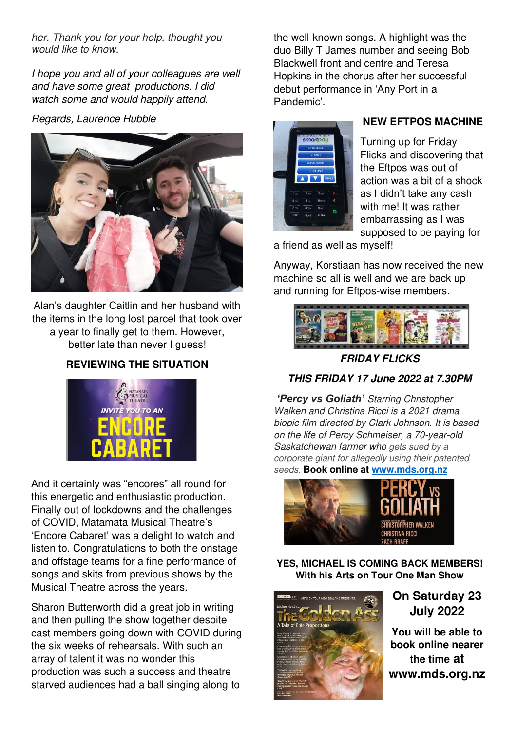*her. Thank you for your help, thought you would like to know.*

*I hope you and all of your colleagues are well and have some great productions. I did watch some and would happily attend.*

*Regards, Laurence Hubble*

Alan's daughter Caitlin and her husband with the items in the long lost parcel that took over a year to finally get to them. However, better late than never I guess!

### REVIEWING THE SITUATION

And it certainly was "encores" all round for this energetic and enthusiastic production. Finally out of lockdowns and the challenges of COVID, Matamata Musical Theatre's 'Encore Cabaret' was a delight to watch and listen to. Congratulations to both the onstage and offstage teams for a fine performance of songs and skits from previous shows by the Musical Theatre across the years.

Sharon Butterworth did a great job in writing and then pulling the show together despite cast members going down with COVID during the six weeks of rehearsals. With such an array of talent it was no wonder this production was such a success and theatre starved audiences had a ball singing along to the well-known songs. A highlight was the duo Billy T James number and seeing Bob Blackwell front and centre and Teresa Hopkins in the chorus after her successful debut performance in 'Any Port in a Pandemic'.

### NEW EFTPOS MACHINE

Turning up for Friday Flicks and discovering that the Eftpos was out of action was a bit of a shock as I didn't take any cash with me! It was rather embarrassing as I was supposed to be paying for a friend as well as myself!

Anyway, Korstiaan has now received the new machine so all is well and we are back up and running for Eftpos-wise members.

### *FRIDAY FLICKS*

### *THIS FRIDAY 17 June 2022 at 7.30PM*

***'Percy vs Goliath'*** *Starring Christopher Walken and Christina Ricci is a 2021 drama biopic film directed by Clark Johnson. It is based on the life of Percy Schmeiser, a 70-year-old Saskatchewan farmer who gets sued by a corporate giant for allegedly using their patented seeds.* **Book online at www.mds.org.nz**

**YES, MICHAEL IS COMING BACK MEMBERS! With his Arts on Tour One Man Show**

**On Saturday 23 July 2022**

**You will be able to book online nearer the time at www.mds.org.nz**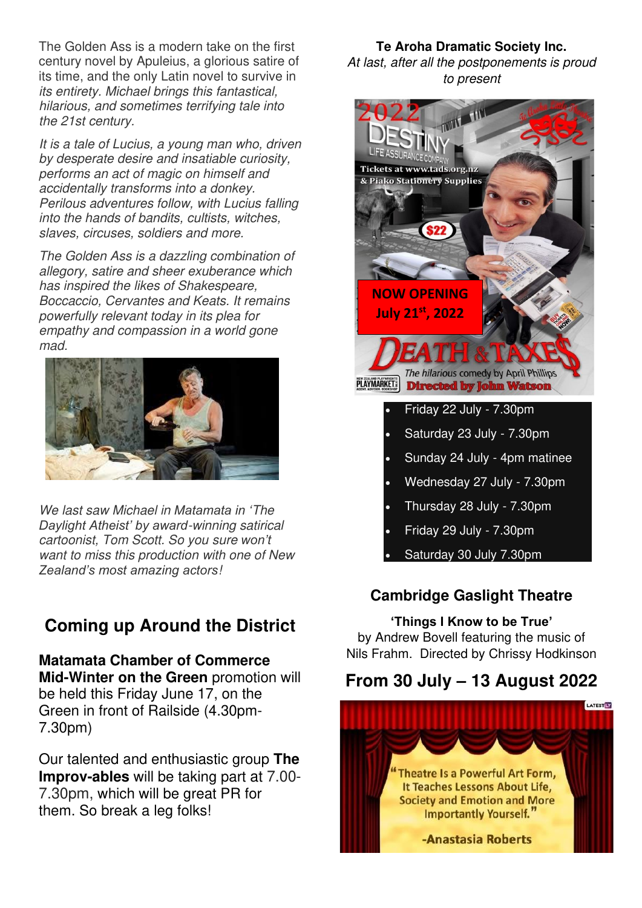The Golden Ass is a modern take on the first century novel by Apuleius, a glorious satire of its time, and the only Latin novel to survive in *its entirety. Michael brings this fantastical, hilarious, and sometimes terrifying tale into the 21st century.*

*It is a tale of Lucius, a young man who, driven by desperate desire and insatiable curiosity, performs an act of magic on himself and accidentally transforms into a donkey. Perilous adventures follow, with Lucius falling into the hands of bandits, cultists, witches, slaves, circuses, soldiers and more.*

*The Golden Ass is a dazzling combination of allegory, satire and sheer exuberance which has inspired the likes of Shakespeare, Boccaccio, Cervantes and Keats. It remains powerfully relevant today in its plea for empathy and compassion in a world gone mad.*

*We last saw Michael in Matamata in 'The Daylight Atheist' by award-winning satirical cartoonist, Tom Scott. So you sure won't want to miss this production with one of New Zealand's most amazing actors!*

## Coming up Around the District

**Matamata Chamber of Commerce Mid-Winter on the Green** promotion will be held this Friday June 17, on the Green in front of Railside (4.30pm-7.30pm)

Our talented and enthusiastic group **The Improv-ables** will be taking part at 7.00-7.30pm, which will be great PR for them. So break a leg folks!

**Te Aroha Dramatic Society Inc.**

*At last, after all the postponements is proud to present*

2022 DESTINY LIFE ASSURANCE COMPANY

Tickets at www.tads.org.nz & Piako Stationery Supplies

$22

**NOW OPENING July 21st, 2022**

**DEATH & TAXES**

The hilarious comedy by April Phillips

**Directed by John Watson**

- Friday 22 July - 7.30pm
- Saturday 23 July - 7.30pm
- Sunday 24 July - 4pm matinee
- Wednesday 27 July - 7.30pm
- Thursday 28 July - 7.30pm
- Friday 29 July - 7.30pm
- Saturday 30 July 7.30pm

### Cambridge Gaslight Theatre

**'Things I Know to be True'**

by Andrew Bovell featuring the music of Nils Frahm. Directed by Chrissy Hodkinson

## From 30 July – 13 August 2022

"Theatre Is a Powerful Art Form, It Teaches Lessons About Life, Society and Emotion and More Importantly Yourself."

-Anastasia Roberts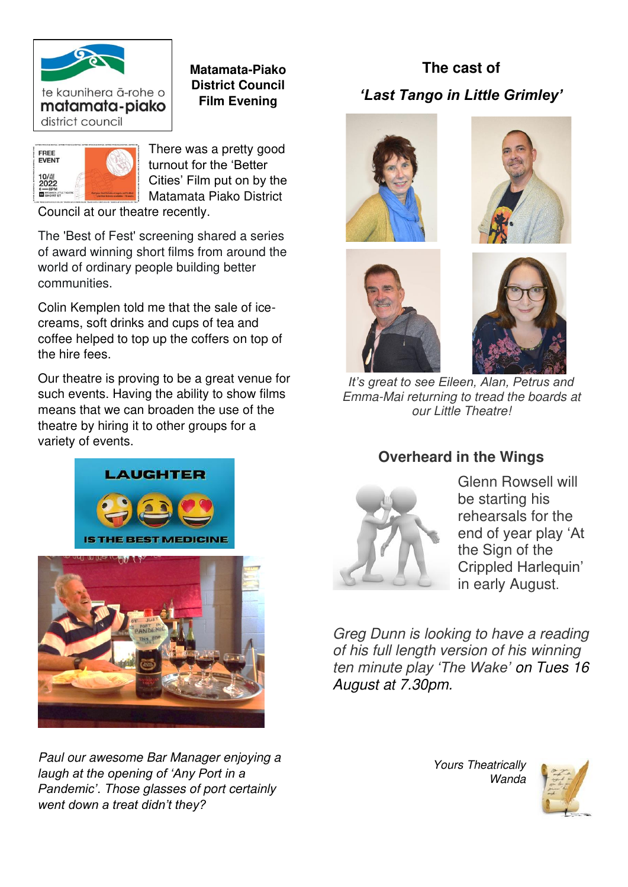### Matamata-Piako District Council Film Evening

There was a pretty good turnout for the 'Better Cities' Film put on by the Matamata Piako District Council at our theatre recently.

The 'Best of Fest' screening shared a series of award winning short films from around the world of ordinary people building better communities.

Colin Kemplen told me that the sale of ice-creams, soft drinks and cups of tea and coffee helped to top up the coffers on top of the hire fees.

Our theatre is proving to be a great venue for such events. Having the ability to show films means that we can broaden the use of the theatre by hiring it to other groups for a variety of events.

*Paul our awesome Bar Manager enjoying a laugh at the opening of 'Any Port in a Pandemic'. Those glasses of port certainly went down a treat didn't they?*

### The cast of *'Last Tango in Little Grimley'*

*It's great to see Eileen, Alan, Petrus and Emma-Mai returning to tread the boards at our Little Theatre!*

### Overheard in the Wings

Glenn Rowsell will be starting his rehearsals for the end of year play 'At the Sign of the Crippled Harlequin' in early August.

*Greg Dunn is looking to have a reading of his full length version of his winning ten minute play 'The Wake' on Tues 16 August at 7.30pm.*

*Yours Theatrically*
*Wanda*